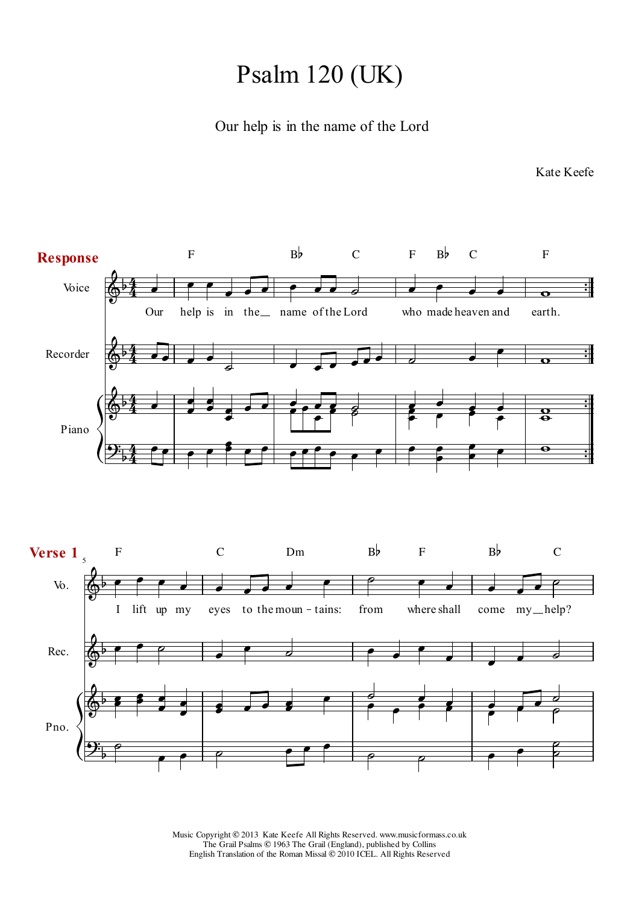# Psalm 120 (UK)

Our help is in the name of the Lord

Kate Keefe

**Response**

Our help is in the\_\_ name of the Lord who made heaven and earth.

**Verse 1**

I lift up my eyes to the moun - tains: from where shall come my\_\_help?

Music Copyright © 2013 Kate Keefe All Rights Reserved. www.musicformass.co.uk
The Grail Psalms © 1963 The Grail (England), published by Collins
English Translation of the Roman Missal © 2010 ICEL. All Rights Reserved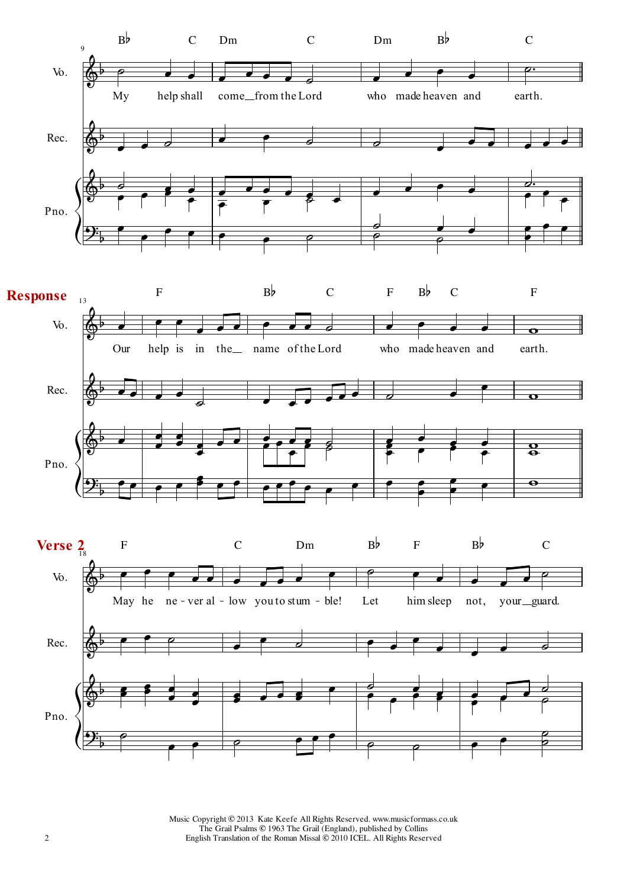**Response**

**Verse 2**

Music Copyright © 2013 Kate Keefe All Rights Reserved. www.musicformass.co.uk
The Grail Psalms © 1963 The Grail (England), published by Collins
English Translation of the Roman Missal © 2010 ICEL. All Rights Reserved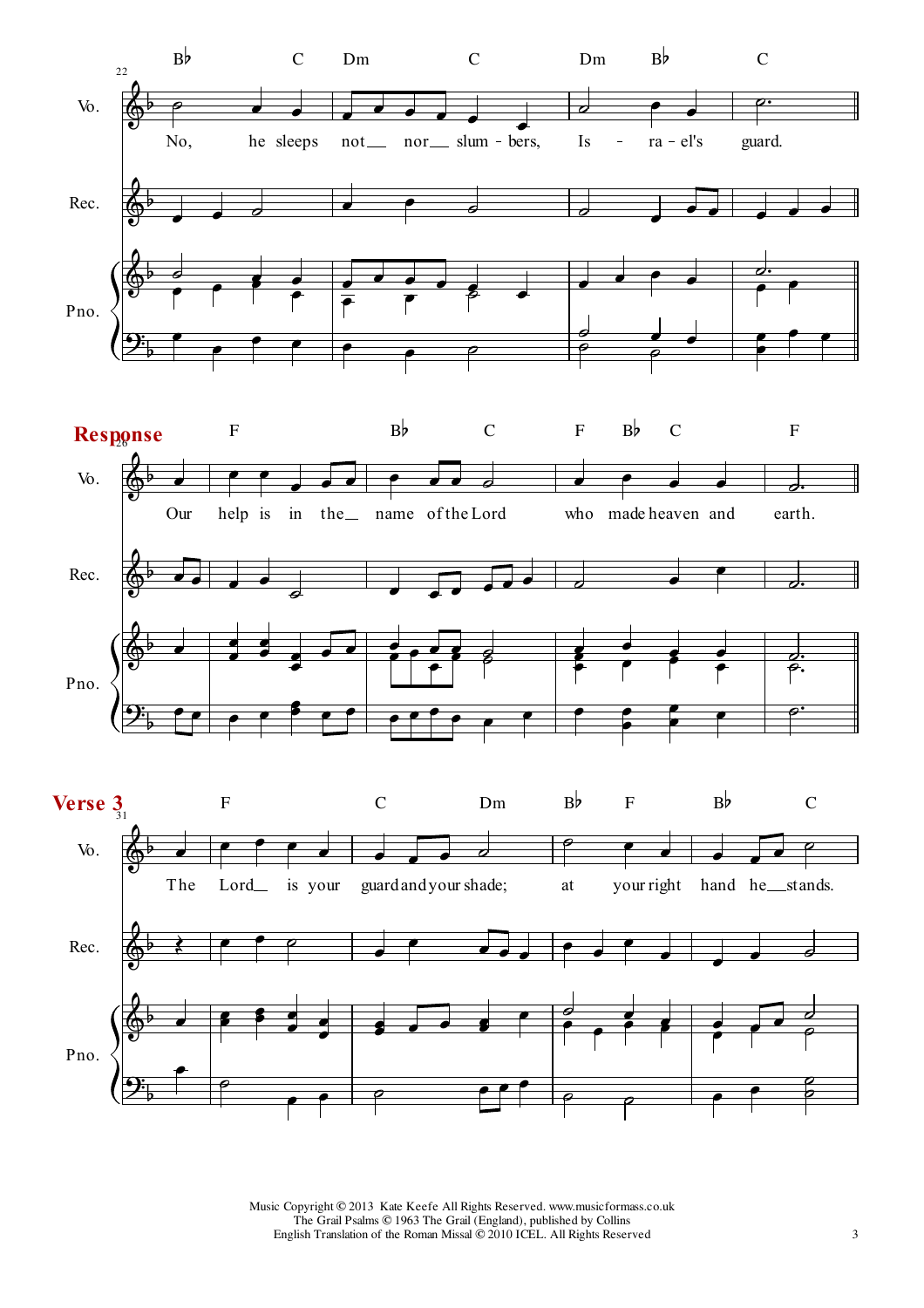**Response**

Our help is in the name of the Lord who made heaven and earth.

**Verse 3**

The Lord is your guard and your shade; at your right hand he stands.

Music Copyright © 2013 Kate Keefe All Rights Reserved. www.musicformass.co.uk
The Grail Psalms © 1963 The Grail (England), published by Collins
English Translation of the Roman Missal © 2010 ICEL. All Rights Reserved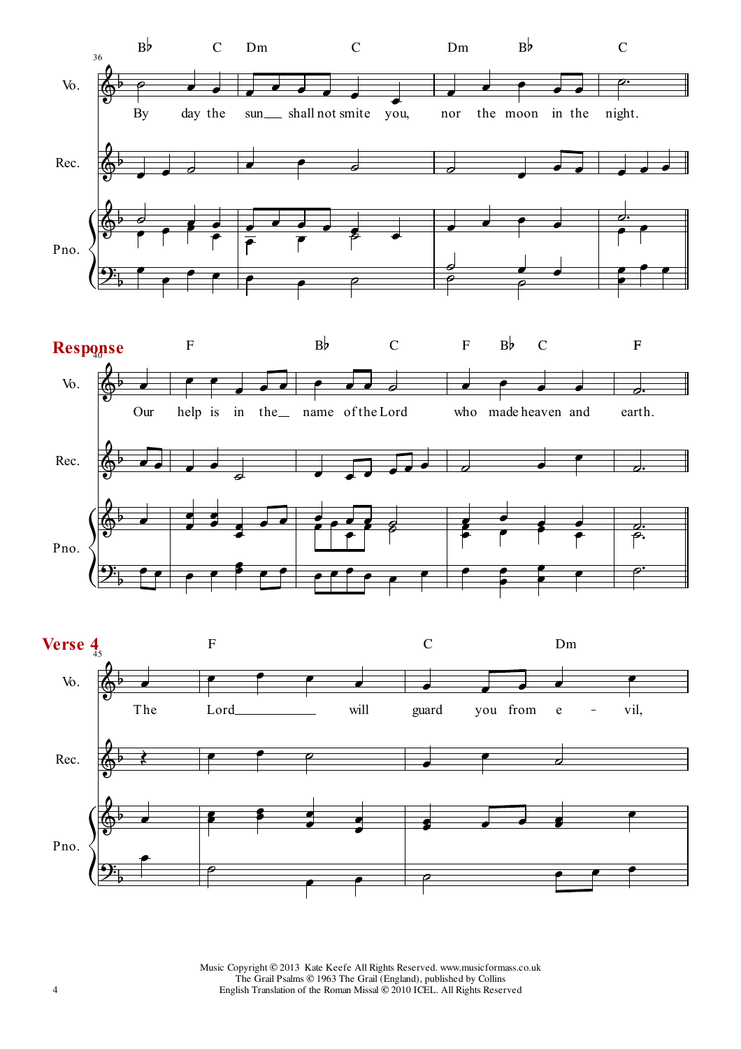**Response**

**Verse 4**

Music Copyright © 2013 Kate Keefe All Rights Reserved. www.musicformass.co.uk
The Grail Psalms © 1963 The Grail (England), published by Collins
English Translation of the Roman Missal © 2010 ICEL. All Rights Reserved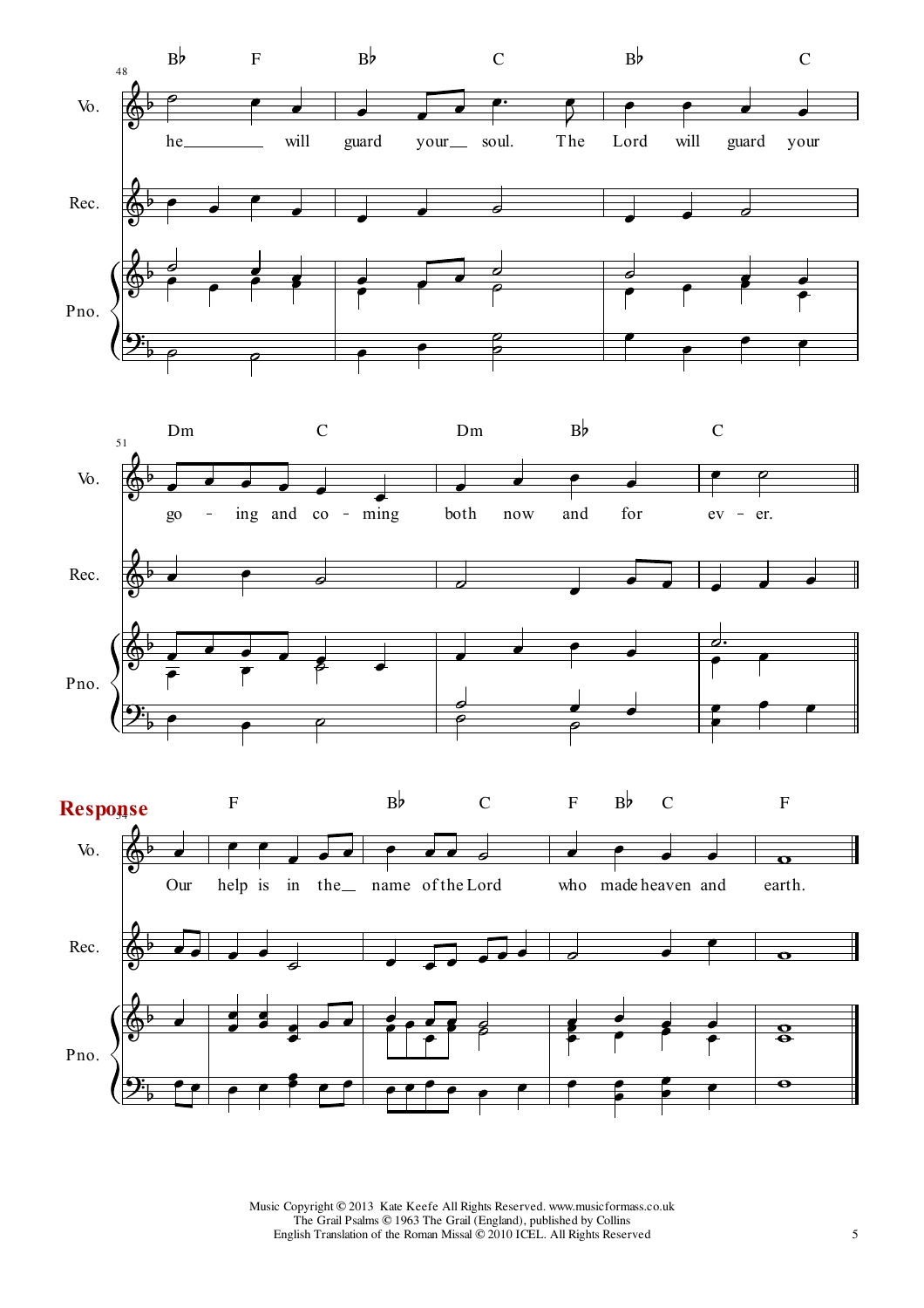**Response**

Music Copyright © 2013 Kate Keefe All Rights Reserved. www.musicformass.co.uk
The Grail Psalms © 1963 The Grail (England), published by Collins
English Translation of the Roman Missal © 2010 ICEL. All Rights Reserved